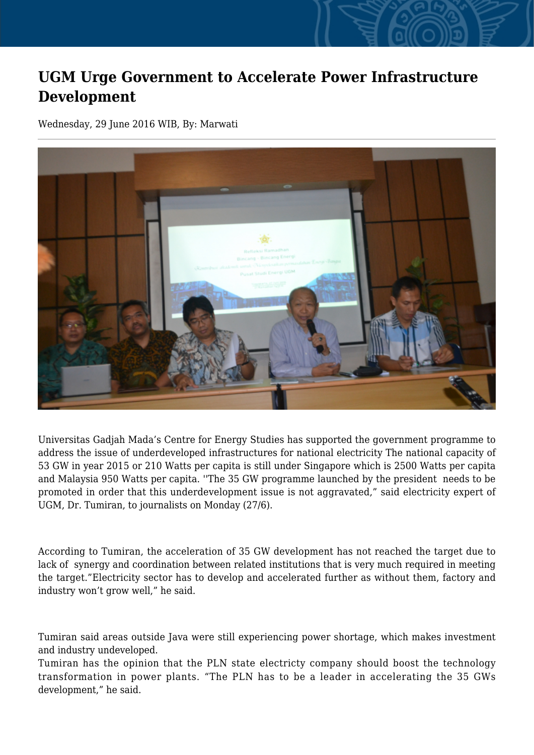# UGM Urge Government to Accelerate Power Infrastructure Development

Wednesday, 29 June 2016 WIB, By: Marwati

Universitas Gadjah Mada's Centre for Energy Studies has supported the government programme to address the issue of underdeveloped infrastructures for national electricity The national capacity of 53 GW in year 2015 or 210 Watts per capita is still under Singapore which is 2500 Watts per capita and Malaysia 950 Watts per capita. ''The 35 GW programme launched by the president needs to be promoted in order that this underdevelopment issue is not aggravated," said electricity expert of UGM, Dr. Tumiran, to journalists on Monday (27/6).

According to Tumiran, the acceleration of 35 GW development has not reached the target due to lack of synergy and coordination between related institutions that is very much required in meeting the target."Electricity sector has to develop and accelerated further as without them, factory and industry won't grow well," he said.

Tumiran said areas outside Java were still experiencing power shortage, which makes investment and industry undeveloped.

Tumiran has the opinion that the PLN state electricty company should boost the technology transformation in power plants. "The PLN has to be a leader in accelerating the 35 GWs development," he said.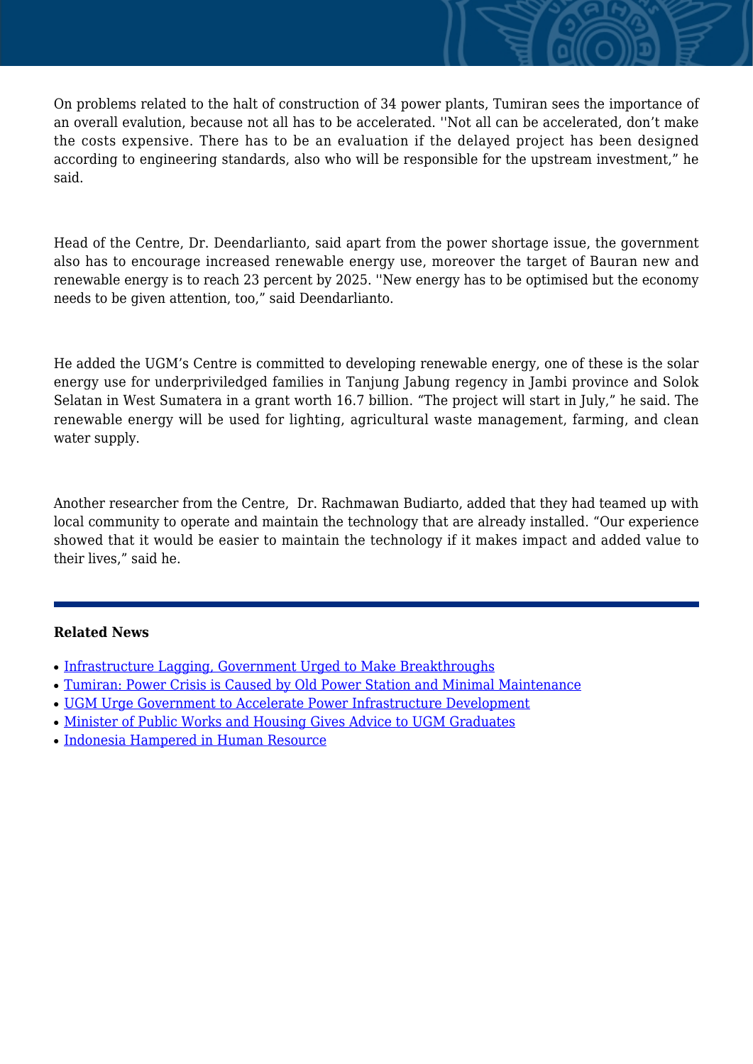On problems related to the halt of construction of 34 power plants, Tumiran sees the importance of an overall evalution, because not all has to be accelerated. ''Not all can be accelerated, don't make the costs expensive. There has to be an evaluation if the delayed project has been designed according to engineering standards, also who will be responsible for the upstream investment," he said.

Head of the Centre, Dr. Deendarlianto, said apart from the power shortage issue, the government also has to encourage increased renewable energy use, moreover the target of Bauran new and renewable energy is to reach 23 percent by 2025. ''New energy has to be optimised but the economy needs to be given attention, too," said Deendarlianto.

He added the UGM's Centre is committed to developing renewable energy, one of these is the solar energy use for underpriviledged families in Tanjung Jabung regency in Jambi province and Solok Selatan in West Sumatera in a grant worth 16.7 billion. "The project will start in July," he said. The renewable energy will be used for lighting, agricultural waste management, farming, and clean water supply.

Another researcher from the Centre, Dr. Rachmawan Budiarto, added that they had teamed up with local community to operate and maintain the technology that are already installed. "Our experience showed that it would be easier to maintain the technology if it makes impact and added value to their lives," said he.

---

**Related News**

- Infrastructure Lagging, Government Urged to Make Breakthroughs
- Tumiran: Power Crisis is Caused by Old Power Station and Minimal Maintenance
- UGM Urge Government to Accelerate Power Infrastructure Development
- Minister of Public Works and Housing Gives Advice to UGM Graduates
- Indonesia Hampered in Human Resource